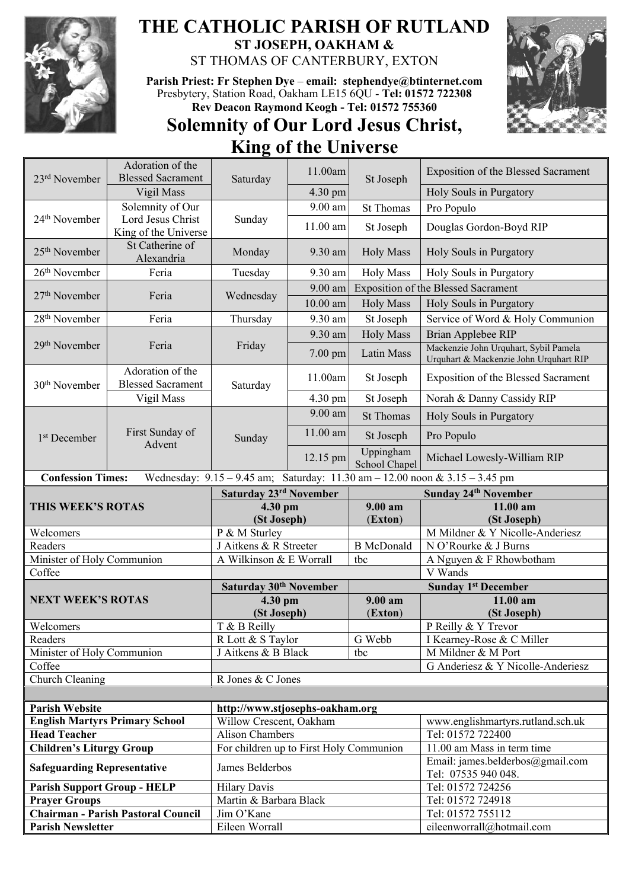# THE CATHOLIC PARISH OF RUTLAND

## ST JOSEPH, OAKHAM & ST THOMAS OF CANTERBURY, EXTON

**Parish Priest: Fr Stephen Dye – email: stephendye@btinternet.com**
Presbytery, Station Road, Oakham LE15 6QU - **Tel: 01572 722308**
**Rev Deacon Raymond Keogh - Tel: 01572 755360**

## Solemnity of Our Lord Jesus Christ, King of the Universe

| Date | Feast | Day | Time | Place | Intention |
|---|---|---|---|---|---|
| 23rd November | Adoration of the Blessed Sacrament | Saturday | 11.00am | St Joseph | Exposition of the Blessed Sacrament |
| | Vigil Mass | | 4.30 pm | | Holy Souls in Purgatory |
| 24th November | Solemnity of Our Lord Jesus Christ King of the Universe | Sunday | 9.00 am | St Thomas | Pro Populo |
| | | | 11.00 am | St Joseph | Douglas Gordon-Boyd RIP |
| 25th November | St Catherine of Alexandria | Monday | 9.30 am | Holy Mass | Holy Souls in Purgatory |
| 26th November | Feria | Tuesday | 9.30 am | Holy Mass | Holy Souls in Purgatory |
| 27th November | Feria | Wednesday | 9.00 am | Exposition of the Blessed Sacrament | |
| | | | 10.00 am | Holy Mass | Holy Souls in Purgatory |
| 28th November | Feria | Thursday | 9.30 am | St Joseph | Service of Word & Holy Communion |
| 29th November | Feria | Friday | 9.30 am | Holy Mass | Brian Applebee RIP |
| | | | 7.00 pm | Latin Mass | Mackenzie John Urquhart, Sybil Pamela Urquhart & Mackenzie John Urquhart RIP |
| 30th November | Adoration of the Blessed Sacrament | Saturday | 11.00am | St Joseph | Exposition of the Blessed Sacrament |
| | Vigil Mass | | 4.30 pm | St Joseph | Norah & Danny Cassidy RIP |
| 1st December | First Sunday of Advent | Sunday | 9.00 am | St Thomas | Holy Souls in Purgatory |
| | | | 11.00 am | St Joseph | Pro Populo |
| | | | 12.15 pm | Uppingham School Chapel | Michael Lowesly-William RIP |

**Confession Times:** Wednesday: 9.15 – 9.45 am; Saturday: 11.30 am – 12.00 noon & 3.15 – 3.45 pm

| THIS WEEK'S ROTAS | Saturday 23rd November 4.30 pm (St Joseph) | Sunday 24th November 9.00 am (Exton) | Sunday 24th November 11.00 am (St Joseph) |
|---|---|---|---|
| Welcomers | P & M Sturley | | M Mildner & Y Nicolle-Anderiesz |
| Readers | J Aitkens & R Streeter | B McDonald | N O'Rourke & J Burns |
| Minister of Holy Communion | A Wilkinson & E Worrall | tbc | A Nguyen & F Rhowbotham |
| Coffee | | | V Wands |

| NEXT WEEK'S ROTAS | Saturday 30th November 4.30 pm (St Joseph) | Sunday 1st December 9.00 am (Exton) | Sunday 1st December 11.00 am (St Joseph) |
|---|---|---|---|
| Welcomers | T & B Reilly | | P Reilly & Y Trevor |
| Readers | R Lott & S Taylor | G Webb | I Kearney-Rose & C Miller |
| Minister of Holy Communion | J Aitkens & B Black | tbc | M Mildner & M Port |
| Coffee | | | G Anderiesz & Y Nicolle-Anderiesz |
| Church Cleaning | R Jones & C Jones | | |

| | | |
|---|---|---|
| **Parish Website** | http://www.stjosephs-oakham.org | |
| **English Martyrs Primary School** | Willow Crescent, Oakham | www.englishmartyrs.rutland.sch.uk |
| **Head Teacher** | Alison Chambers | Tel: 01572 722400 |
| **Children's Liturgy Group** | For children up to First Holy Communion | 11.00 am Mass in term time |
| **Safeguarding Representative** | James Belderbos | Email: james.belderbos@gmail.com Tel: 07535 940 048. |
| **Parish Support Group - HELP** | Hilary Davis | Tel: 01572 724256 |
| **Prayer Groups** | Martin & Barbara Black | Tel: 01572 724918 |
| **Chairman - Parish Pastoral Council** | Jim O'Kane | Tel: 01572 755112 |
| **Parish Newsletter** | Eileen Worrall | eileenworrall@hotmail.com |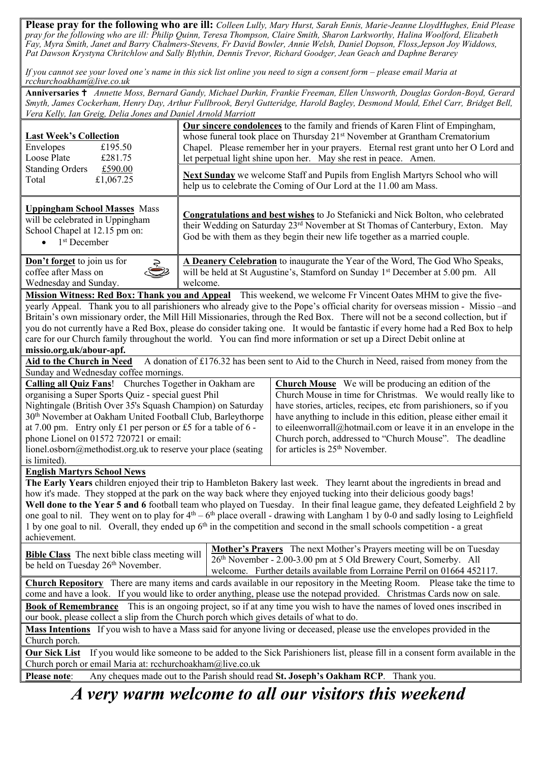**Please pray for the following who are ill:** *Colleen Lully, Mary Hurst, Sarah Ennis, Marie-Jeanne LloydHughes, Enid Please pray for the following who are ill: Philip Quinn, Teresa Thompson, Claire Smith, Sharon Larkworthy, Halina Woolford, Elizabeth Fay, Myra Smith, Janet and Barry Chalmers-Stevens, Fr David Bowler, Annie Welsh, Daniel Dopson, Floss,Jepson Joy Widdows, Pat Dawson Krystyna Chritchlow and Sally Blythin, Dennis Trevor, Richard Goodger, Jean Geach and Daphne Berarey*

*If you cannot see your loved one's name in this sick list online you need to sign a consent form – please email Maria at rcchurchoakham@live.co.uk*

**Anniversaries ✝** *Annette Moss, Bernard Gandy, Michael Durkin, Frankie Freeman, Ellen Unsworth, Douglas Gordon-Boyd, Gerard Smyth, James Cockerham, Henry Day, Arthur Fullbrook, Beryl Gutteridge, Harold Bagley, Desmond Mould, Ethel Carr, Bridget Bell, Vera Kelly, Ian Greig, Delia Jones and Daniel Arnold Marriott*

**Last Week's Collection**

| | |
|---|---|
| Envelopes | £195.50 |
| Loose Plate | £281.75 |
| Standing Orders | £590.00 |
| Total | £1,067.25 |

**Our sincere condolences** to the family and friends of Karen Flint of Empingham, whose funeral took place on Thursday 21st November at Grantham Crematorium Chapel. Please remember her in your prayers. Eternal rest grant unto her O Lord and let perpetual light shine upon her. May she rest in peace. Amen.

**Next Sunday** we welcome Staff and Pupils from English Martyrs School who will help us to celebrate the Coming of Our Lord at the 11.00 am Mass.

**Uppingham School Masses** Mass will be celebrated in Uppingham School Chapel at 12.15 pm on:

- 1st December

**Congratulations and best wishes** to Jo Stefanicki and Nick Bolton, who celebrated their Wedding on Saturday 23rd November at St Thomas of Canterbury, Exton. May God be with them as they begin their new life together as a married couple.

**Don't forget** to join us for coffee after Mass on Wednesday and Sunday.

**A Deanery Celebration** to inaugurate the Year of the Word, The God Who Speaks, will be held at St Augustine's, Stamford on Sunday 1st December at 5.00 pm. All welcome.

**Mission Witness: Red Box: Thank you and Appeal** This weekend, we welcome Fr Vincent Oates MHM to give the five-yearly Appeal. Thank you to all parishioners who already give to the Pope's official charity for overseas mission - Missio –and Britain's own missionary order, the Mill Hill Missionaries, through the Red Box. There will not be a second collection, but if you do not currently have a Red Box, please do consider taking one. It would be fantastic if every home had a Red Box to help care for our Church family throughout the world. You can find more information or set up a Direct Debit online at **missio.org.uk/abour-apf.**

**Aid to the Church in Need** A donation of £176.32 has been sent to Aid to the Church in Need, raised from money from the Sunday and Wednesday coffee mornings.

**Calling all Quiz Fans**! Churches Together in Oakham are organising a Super Sports Quiz - special guest Phil Nightingale (British Over 35's Squash Champion) on Saturday 30th November at Oakham United Football Club, Barleythorpe at 7.00 pm. Entry only £1 per person or £5 for a table of 6 - phone Lionel on 01572 720721 or email: lionel.osborn@methodist.org.uk to reserve your place (seating is limited).

**Church Mouse** We will be producing an edition of the Church Mouse in time for Christmas. We would really like to have stories, articles, recipes, etc from parishioners, so if you have anything to include in this edition, please either email it to eileenworrall@hotmail.com or leave it in an envelope in the Church porch, addressed to "Church Mouse". The deadline for articles is 25th November.

**English Martyrs School News**

**The Early Years** children enjoyed their trip to Hambleton Bakery last week. They learnt about the ingredients in bread and how it's made. They stopped at the park on the way back where they enjoyed tucking into their delicious goody bags!

**Well done to the Year 5 and 6** football team who played on Tuesday. In their final league game, they defeated Leighfield 2 by one goal to nil. They went on to play for 4th – 6th place overall - drawing with Langham 1 by 0-0 and sadly losing to Leighfield 1 by one goal to nil. Overall, they ended up 6th in the competition and second in the small schools competition - a great achievement.

**Bible Class** The next bible class meeting will be held on Tuesday 26th November.

**Mother's Prayers** The next Mother's Prayers meeting will be on Tuesday 26th November - 2.00-3.00 pm at 5 Old Brewery Court, Somerby. All welcome. Further details available from Lorraine Perril on 01664 452117.

**Church Repository** There are many items and cards available in our repository in the Meeting Room. Please take the time to come and have a look. If you would like to order anything, please use the notepad provided. Christmas Cards now on sale.

**Book of Remembrance** This is an ongoing project, so if at any time you wish to have the names of loved ones inscribed in our book, please collect a slip from the Church porch which gives details of what to do.

**Mass Intentions** If you wish to have a Mass said for anyone living or deceased, please use the envelopes provided in the Church porch.

**Our Sick List** If you would like someone to be added to the Sick Parishioners list, please fill in a consent form available in the Church porch or email Maria at: rcchurchoakham@live.co.uk

**Please note**: Any cheques made out to the Parish should read **St. Joseph's Oakham RCP**. Thank you.

# *A very warm welcome to all our visitors this weekend*